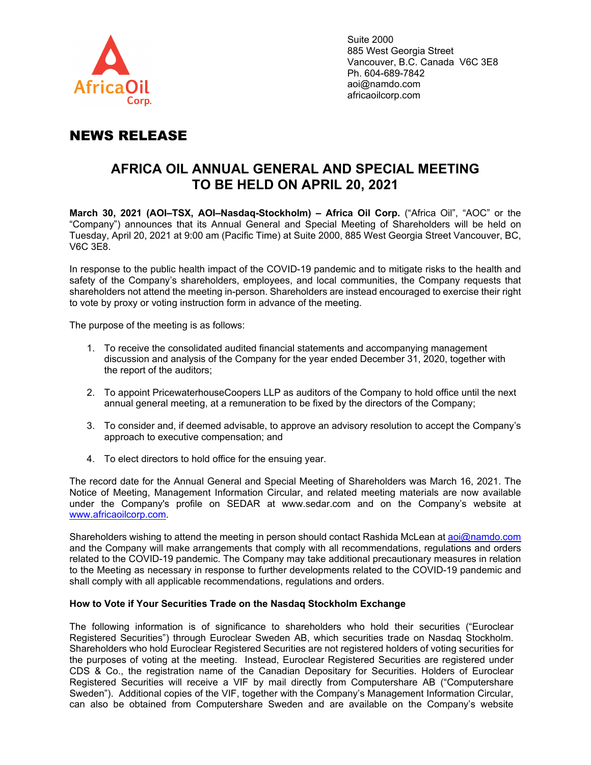Africa Oil Corp.

Suite 2000
885 West Georgia Street
Vancouver, B.C. Canada V6C 3E8
Ph. 604-689-7842
aoi@namdo.com
africaoilcorp.com

# NEWS RELEASE

## AFRICA OIL ANNUAL GENERAL AND SPECIAL MEETING TO BE HELD ON APRIL 20, 2021

**March 30, 2021 (AOI–TSX, AOI–Nasdaq-Stockholm) – Africa Oil Corp.** ("Africa Oil", "AOC" or the "Company") announces that its Annual General and Special Meeting of Shareholders will be held on Tuesday, April 20, 2021 at 9:00 am (Pacific Time) at Suite 2000, 885 West Georgia Street Vancouver, BC, V6C 3E8.

In response to the public health impact of the COVID-19 pandemic and to mitigate risks to the health and safety of the Company's shareholders, employees, and local communities, the Company requests that shareholders not attend the meeting in-person. Shareholders are instead encouraged to exercise their right to vote by proxy or voting instruction form in advance of the meeting.

The purpose of the meeting is as follows:

1. To receive the consolidated audited financial statements and accompanying management discussion and analysis of the Company for the year ended December 31, 2020, together with the report of the auditors;
2. To appoint PricewaterhouseCoopers LLP as auditors of the Company to hold office until the next annual general meeting, at a remuneration to be fixed by the directors of the Company;
3. To consider and, if deemed advisable, to approve an advisory resolution to accept the Company's approach to executive compensation; and
4. To elect directors to hold office for the ensuing year.

The record date for the Annual General and Special Meeting of Shareholders was March 16, 2021. The Notice of Meeting, Management Information Circular, and related meeting materials are now available under the Company's profile on SEDAR at www.sedar.com and on the Company's website at www.africaoilcorp.com.

Shareholders wishing to attend the meeting in person should contact Rashida McLean at aoi@namdo.com and the Company will make arrangements that comply with all recommendations, regulations and orders related to the COVID-19 pandemic. The Company may take additional precautionary measures in relation to the Meeting as necessary in response to further developments related to the COVID-19 pandemic and shall comply with all applicable recommendations, regulations and orders.

**How to Vote if Your Securities Trade on the Nasdaq Stockholm Exchange**

The following information is of significance to shareholders who hold their securities ("Euroclear Registered Securities") through Euroclear Sweden AB, which securities trade on Nasdaq Stockholm. Shareholders who hold Euroclear Registered Securities are not registered holders of voting securities for the purposes of voting at the meeting. Instead, Euroclear Registered Securities are registered under CDS & Co., the registration name of the Canadian Depositary for Securities. Holders of Euroclear Registered Securities will receive a VIF by mail directly from Computershare AB ("Computershare Sweden"). Additional copies of the VIF, together with the Company's Management Information Circular, can also be obtained from Computershare Sweden and are available on the Company's website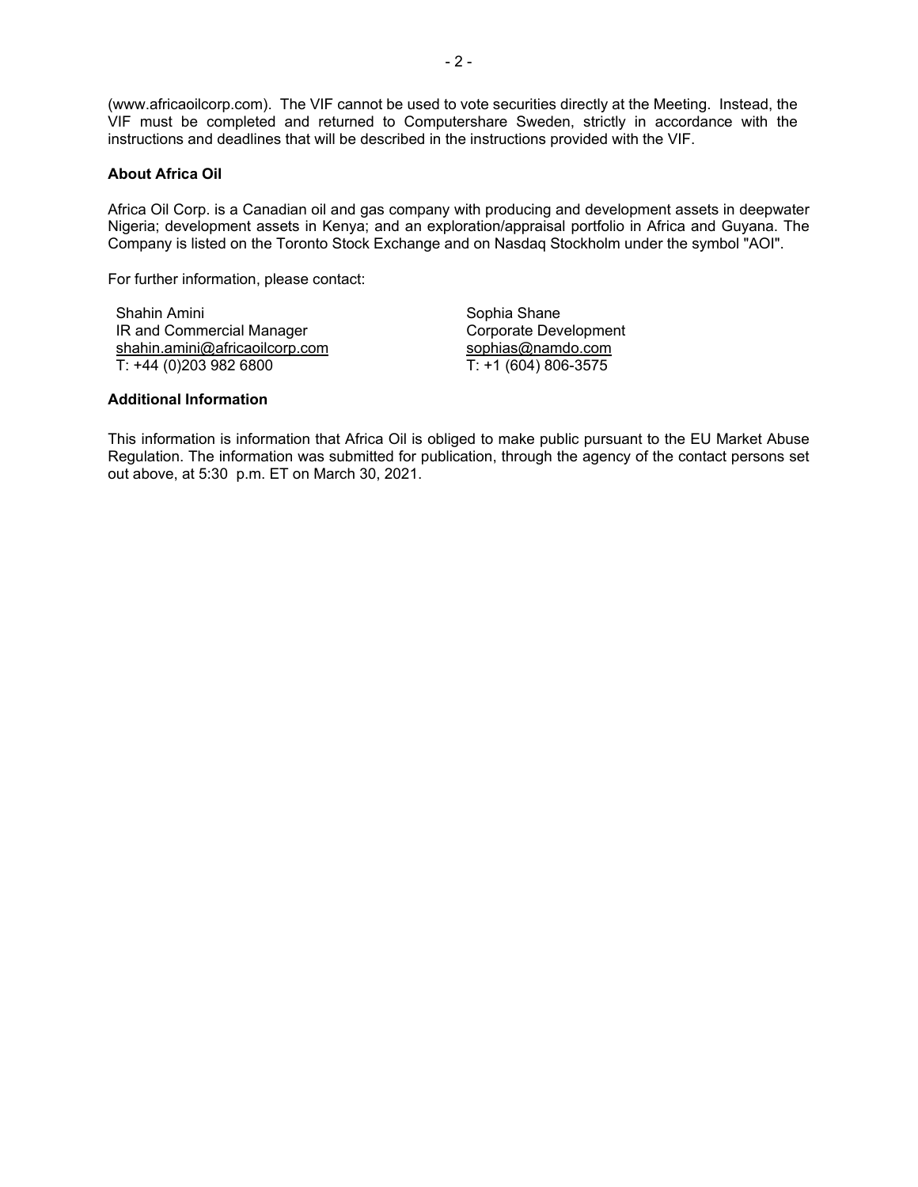(www.africaoilcorp.com). The VIF cannot be used to vote securities directly at the Meeting. Instead, the VIF must be completed and returned to Computershare Sweden, strictly in accordance with the instructions and deadlines that will be described in the instructions provided with the VIF.

**About Africa Oil**

Africa Oil Corp. is a Canadian oil and gas company with producing and development assets in deepwater Nigeria; development assets in Kenya; and an exploration/appraisal portfolio in Africa and Guyana. The Company is listed on the Toronto Stock Exchange and on Nasdaq Stockholm under the symbol "AOI".

For further information, please contact:

Shahin Amini
IR and Commercial Manager
shahin.amini@africaoilcorp.com
T: +44 (0)203 982 6800

Sophia Shane
Corporate Development
sophias@namdo.com
T: +1 (604) 806-3575

**Additional Information**

This information is information that Africa Oil is obliged to make public pursuant to the EU Market Abuse Regulation. The information was submitted for publication, through the agency of the contact persons set out above, at 5:30 p.m. ET on March 30, 2021.